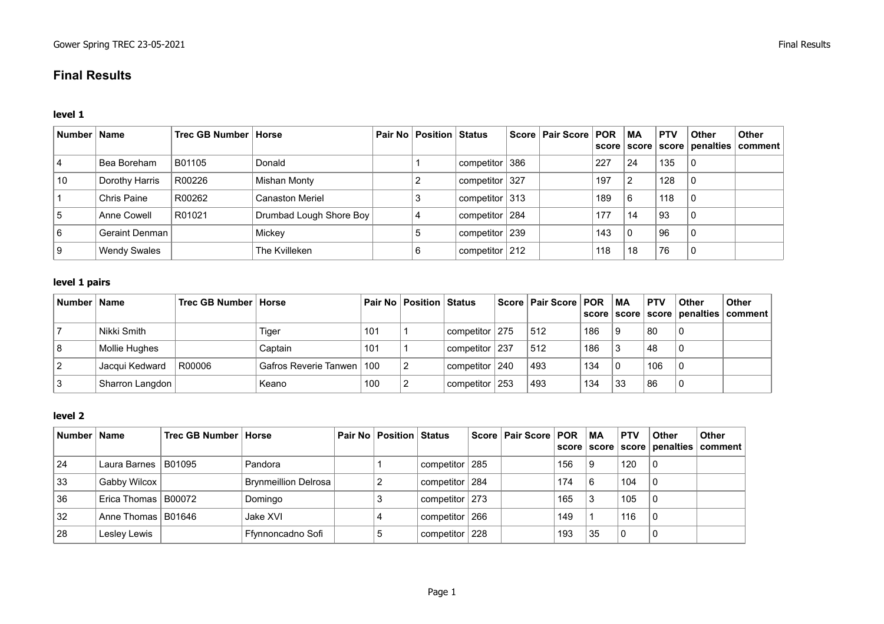# Final Results

### level 1

| Number | Name | Trec GB Number | Horse | Pair No | Position | Status | Score | Pair Score | POR score | MA score | PTV score | Other penalties | Other comment |
|---|---|---|---|---|---|---|---|---|---|---|---|---|---|
| 4 | Bea Boreham | B01105 | Donald | | 1 | competitor | 386 | | 227 | 24 | 135 | 0 | |
| 10 | Dorothy Harris | R00226 | Mishan Monty | | 2 | competitor | 327 | | 197 | 2 | 128 | 0 | |
| 1 | Chris Paine | R00262 | Canaston Meriel | | 3 | competitor | 313 | | 189 | 6 | 118 | 0 | |
| 5 | Anne Cowell | R01021 | Drumbad Lough Shore Boy | | 4 | competitor | 284 | | 177 | 14 | 93 | 0 | |
| 6 | Geraint Denman | | Mickey | | 5 | competitor | 239 | | 143 | 0 | 96 | 0 | |
| 9 | Wendy Swales | | The Kvilleken | | 6 | competitor | 212 | | 118 | 18 | 76 | 0 | |

### level 1 pairs

| Number | Name | Trec GB Number | Horse | Pair No | Position | Status | Score | Pair Score | POR score | MA score | PTV score | Other penalties | Other comment |
|---|---|---|---|---|---|---|---|---|---|---|---|---|---|
| 7 | Nikki Smith | | Tiger | 101 | 1 | competitor | 275 | 512 | 186 | 9 | 80 | 0 | |
| 8 | Mollie Hughes | | Captain | 101 | 1 | competitor | 237 | 512 | 186 | 3 | 48 | 0 | |
| 2 | Jacqui Kedward | R00006 | Gafros Reverie Tanwen | 100 | 2 | competitor | 240 | 493 | 134 | 0 | 106 | 0 | |
| 3 | Sharron Langdon | | Keano | 100 | 2 | competitor | 253 | 493 | 134 | 33 | 86 | 0 | |

### level 2

| Number | Name | Trec GB Number | Horse | Pair No | Position | Status | Score | Pair Score | POR score | MA score | PTV score | Other penalties | Other comment |
|---|---|---|---|---|---|---|---|---|---|---|---|---|---|
| 24 | Laura Barnes | B01095 | Pandora | | 1 | competitor | 285 | | 156 | 9 | 120 | 0 | |
| 33 | Gabby Wilcox | | Brynmeillion Delrosa | | 2 | competitor | 284 | | 174 | 6 | 104 | 0 | |
| 36 | Erica Thomas | B00072 | Domingo | | 3 | competitor | 273 | | 165 | 3 | 105 | 0 | |
| 32 | Anne Thomas | B01646 | Jake XVI | | 4 | competitor | 266 | | 149 | 1 | 116 | 0 | |
| 28 | Lesley Lewis | | Ffynnoncadno Sofi | | 5 | competitor | 228 | | 193 | 35 | 0 | 0 | |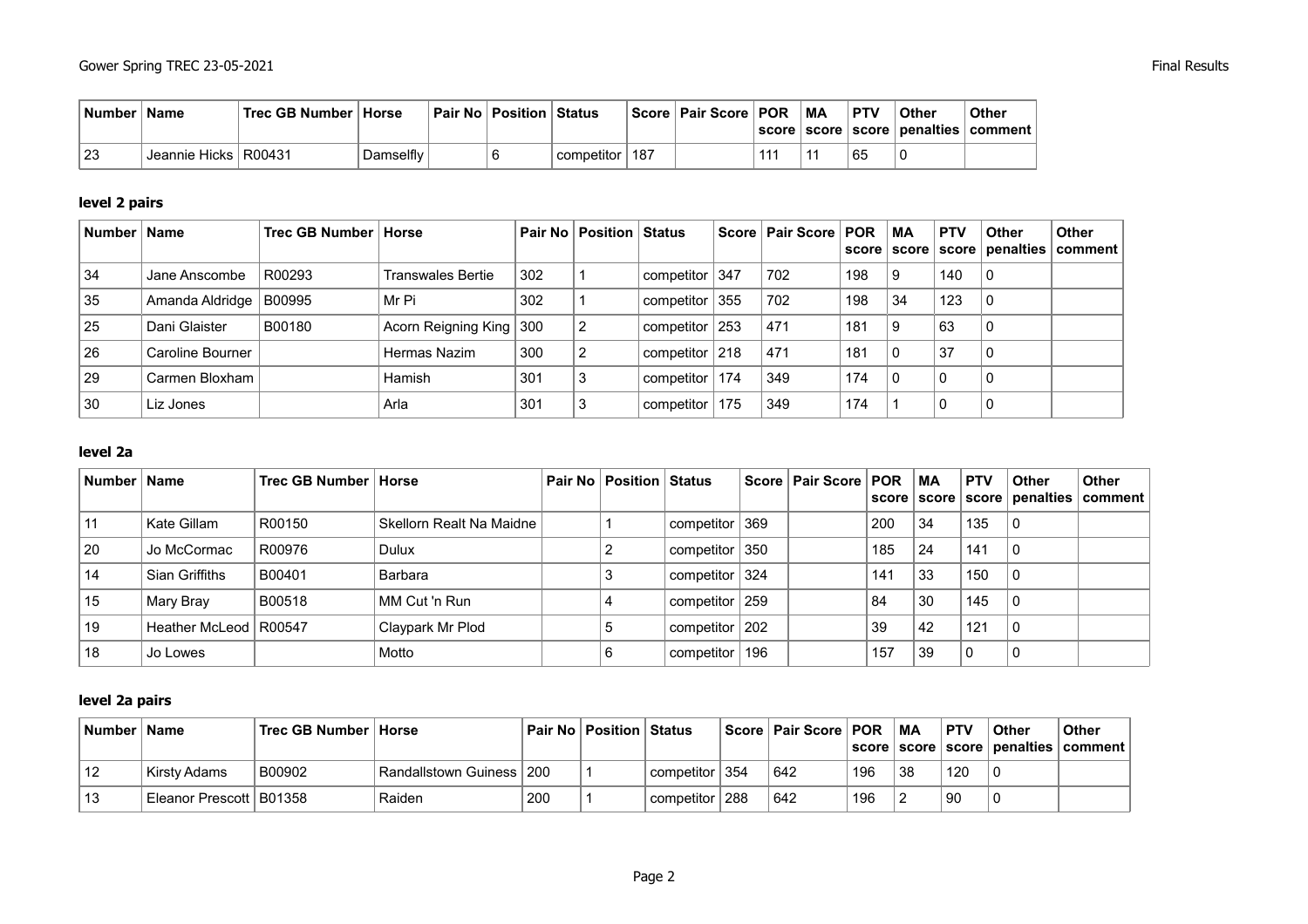| Number | Name | Trec GB Number | Horse | Pair No | Position | Status | Score | Pair Score | POR score | MA score | PTV score | Other penalties | Other comment |
|---|---|---|---|---|---|---|---|---|---|---|---|---|---|
| 23 | Jeannie Hicks | R00431 | Damselfly | | 6 | competitor | 187 | | 111 | 11 | 65 | 0 | |

### level 2 pairs

| Number | Name | Trec GB Number | Horse | Pair No | Position | Status | Score | Pair Score | POR score | MA score | PTV score | Other penalties | Other comment |
|---|---|---|---|---|---|---|---|---|---|---|---|---|---|
| 34 | Jane Anscombe | R00293 | Transwales Bertie | 302 | 1 | competitor | 347 | 702 | 198 | 9 | 140 | 0 | |
| 35 | Amanda Aldridge | B00995 | Mr Pi | 302 | 1 | competitor | 355 | 702 | 198 | 34 | 123 | 0 | |
| 25 | Dani Glaister | B00180 | Acorn Reigning King | 300 | 2 | competitor | 253 | 471 | 181 | 9 | 63 | 0 | |
| 26 | Caroline Bourner | | Hermas Nazim | 300 | 2 | competitor | 218 | 471 | 181 | 0 | 37 | 0 | |
| 29 | Carmen Bloxham | | Hamish | 301 | 3 | competitor | 174 | 349 | 174 | 0 | 0 | 0 | |
| 30 | Liz Jones | | Arla | 301 | 3 | competitor | 175 | 349 | 174 | 1 | 0 | 0 | |

### level 2a

| Number | Name | Trec GB Number | Horse | Pair No | Position | Status | Score | Pair Score | POR score | MA score | PTV score | Other penalties | Other comment |
|---|---|---|---|---|---|---|---|---|---|---|---|---|---|
| 11 | Kate Gillam | R00150 | Skellorn Realt Na Maidne | | 1 | competitor | 369 | | 200 | 34 | 135 | 0 | |
| 20 | Jo McCormac | R00976 | Dulux | | 2 | competitor | 350 | | 185 | 24 | 141 | 0 | |
| 14 | Sian Griffiths | B00401 | Barbara | | 3 | competitor | 324 | | 141 | 33 | 150 | 0 | |
| 15 | Mary Bray | B00518 | MM Cut 'n Run | | 4 | competitor | 259 | | 84 | 30 | 145 | 0 | |
| 19 | Heather McLeod | R00547 | Claypark Mr Plod | | 5 | competitor | 202 | | 39 | 42 | 121 | 0 | |
| 18 | Jo Lowes | | Motto | | 6 | competitor | 196 | | 157 | 39 | 0 | 0 | |

### level 2a pairs

| Number | Name | Trec GB Number | Horse | Pair No | Position | Status | Score | Pair Score | POR score | MA score | PTV score | Other penalties | Other comment |
|---|---|---|---|---|---|---|---|---|---|---|---|---|---|
| 12 | Kirsty Adams | B00902 | Randallstown Guiness | 200 | 1 | competitor | 354 | 642 | 196 | 38 | 120 | 0 | |
| 13 | Eleanor Prescott | B01358 | Raiden | 200 | 1 | competitor | 288 | 642 | 196 | 2 | 90 | 0 | |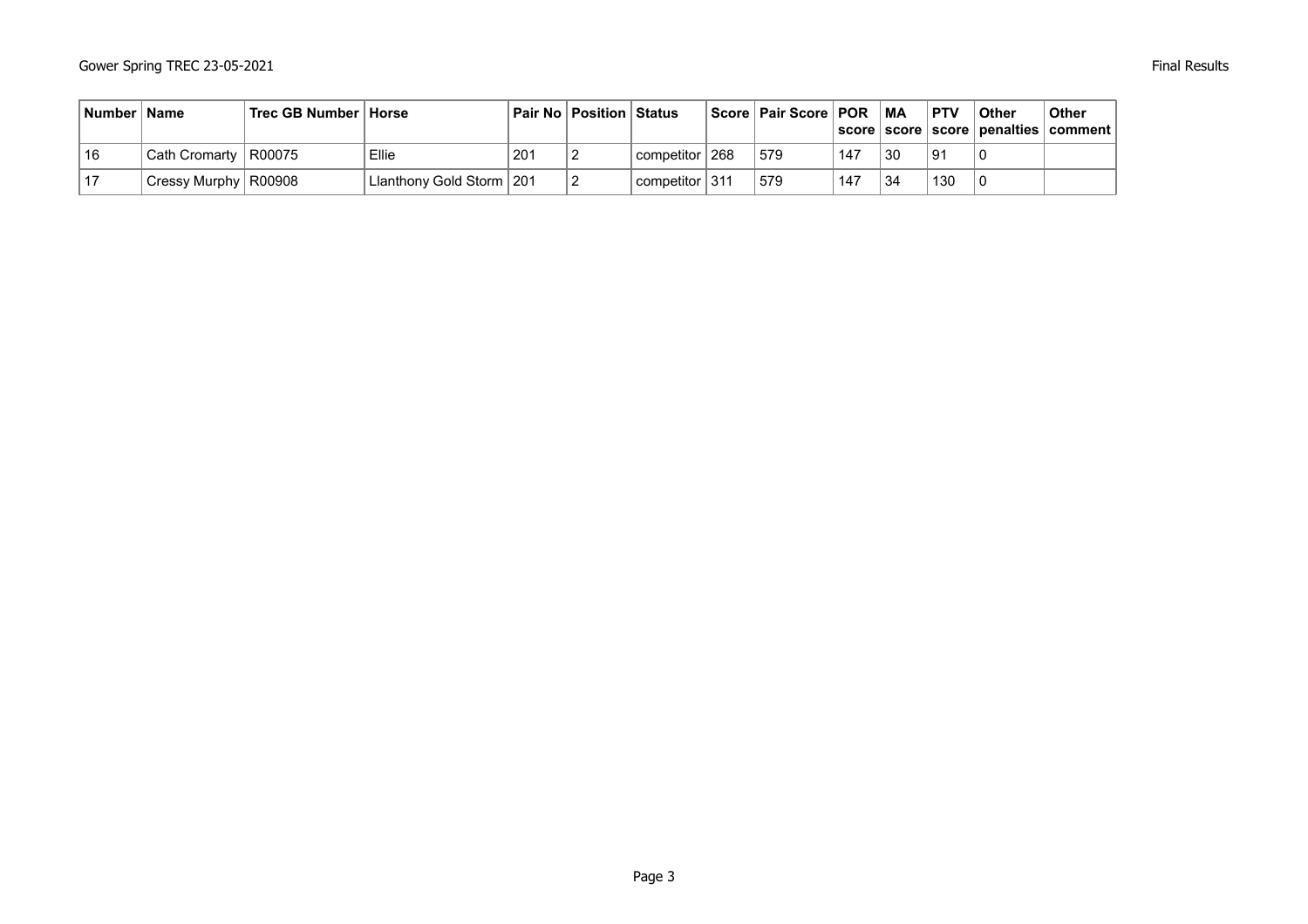| Number | Name | Trec GB Number | Horse | Pair No | Position | Status | Score | Pair Score | POR score | MA score | PTV score | Other penalties | Other comment |
|---|---|---|---|---|---|---|---|---|---|---|---|---|---|
| 16 | Cath Cromarty | R00075 | Ellie | 201 | 2 | competitor | 268 | 579 | 147 | 30 | 91 | 0 | |
| 17 | Cressy Murphy | R00908 | Llanthony Gold Storm | 201 | 2 | competitor | 311 | 579 | 147 | 34 | 130 | 0 | |